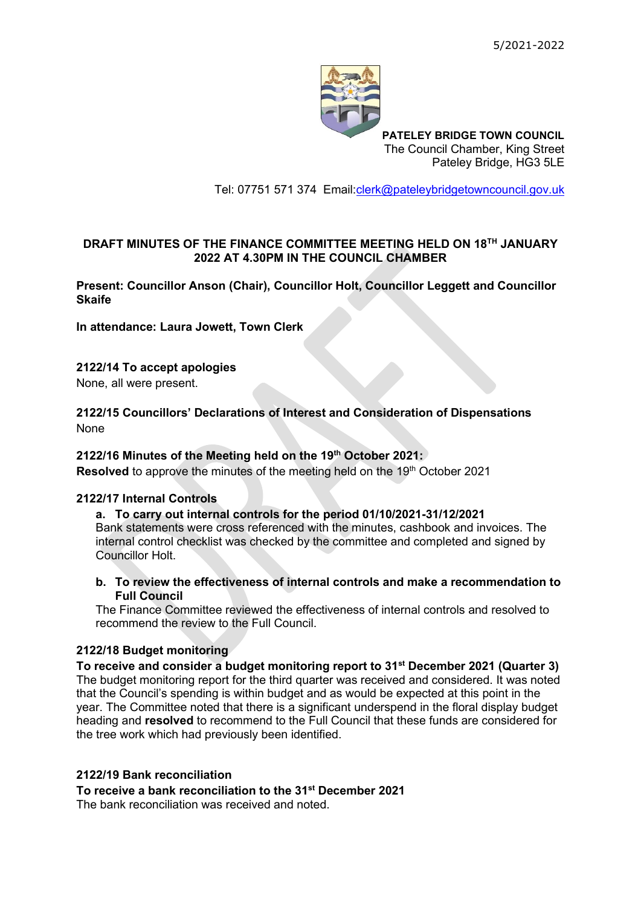5/2021-2022

**PATELEY BRIDGE TOWN COUNCIL**
The Council Chamber, King Street
Pateley Bridge, HG3 5LE

Tel: 07751 571 374 Email:clerk@pateleybridgetowncouncil.gov.uk

## DRAFT MINUTES OF THE FINANCE COMMITTEE MEETING HELD ON 18TH JANUARY 2022 AT 4.30PM IN THE COUNCIL CHAMBER

**Present: Councillor Anson (Chair), Councillor Holt, Councillor Leggett and Councillor Skaife**

**In attendance: Laura Jowett, Town Clerk**

### 2122/14 To accept apologies

None, all were present.

### 2122/15 Councillors' Declarations of Interest and Consideration of Dispensations

None

### 2122/16 Minutes of the Meeting held on the 19th October 2021:

**Resolved** to approve the minutes of the meeting held on the 19th October 2021

### 2122/17 Internal Controls

a. **To carry out internal controls for the period 01/10/2021-31/12/2021**
   Bank statements were cross referenced with the minutes, cashbook and invoices. The internal control checklist was checked by the committee and completed and signed by Councillor Holt.

b. **To review the effectiveness of internal controls and make a recommendation to Full Council**
   The Finance Committee reviewed the effectiveness of internal controls and resolved to recommend the review to the Full Council.

### 2122/18 Budget monitoring

**To receive and consider a budget monitoring report to 31st December 2021 (Quarter 3)**
The budget monitoring report for the third quarter was received and considered. It was noted that the Council's spending is within budget and as would be expected at this point in the year. The Committee noted that there is a significant underspend in the floral display budget heading and **resolved** to recommend to the Full Council that these funds are considered for the tree work which had previously been identified.

### 2122/19 Bank reconciliation

**To receive a bank reconciliation to the 31st December 2021**
The bank reconciliation was received and noted.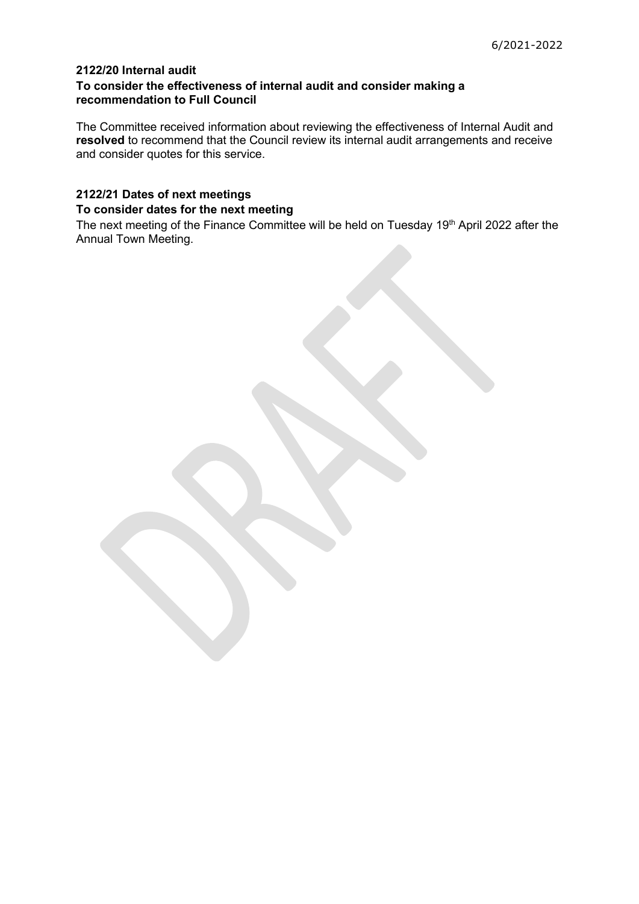**2122/20 Internal audit**

**To consider the effectiveness of internal audit and consider making a recommendation to Full Council**

The Committee received information about reviewing the effectiveness of Internal Audit and **resolved** to recommend that the Council review its internal audit arrangements and receive and consider quotes for this service.

**2122/21 Dates of next meetings**

**To consider dates for the next meeting**

The next meeting of the Finance Committee will be held on Tuesday 19th April 2022 after the Annual Town Meeting.